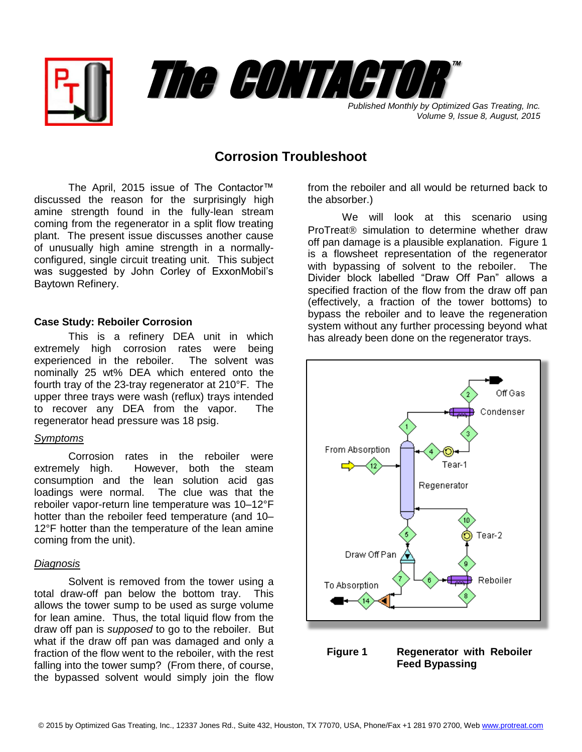# The CONTACTOR™

*Published Monthly by Optimized Gas Treating, Inc.*
*Volume 9, Issue 8, August, 2015*

## Corrosion Troubleshoot

The April, 2015 issue of The Contactor™ discussed the reason for the surprisingly high amine strength found in the fully-lean stream coming from the regenerator in a split flow treating plant. The present issue discusses another cause of unusually high amine strength in a normally-configured, single circuit treating unit. This subject was suggested by John Corley of ExxonMobil's Baytown Refinery.

### Case Study: Reboiler Corrosion

This is a refinery DEA unit in which extremely high corrosion rates were being experienced in the reboiler. The solvent was nominally 25 wt% DEA which entered onto the fourth tray of the 23-tray regenerator at 210°F. The upper three trays were wash (reflux) trays intended to recover any DEA from the vapor. The regenerator head pressure was 18 psig.

#### *Symptoms*

Corrosion rates in the reboiler were extremely high. However, both the steam consumption and the lean solution acid gas loadings were normal. The clue was that the reboiler vapor-return line temperature was 10–12°F hotter than the reboiler feed temperature (and 10–12°F hotter than the temperature of the lean amine coming from the unit).

#### *Diagnosis*

Solvent is removed from the tower using a total draw-off pan below the bottom tray. This allows the tower sump to be used as surge volume for lean amine. Thus, the total liquid flow from the draw off pan is *supposed* to go to the reboiler. But what if the draw off pan was damaged and only a fraction of the flow went to the reboiler, with the rest falling into the tower sump? (From there, of course, the bypassed solvent would simply join the flow from the reboiler and all would be returned back to the absorber.)

We will look at this scenario using ProTreat® simulation to determine whether draw off pan damage is a plausible explanation. Figure 1 is a flowsheet representation of the regenerator with bypassing of solvent to the reboiler. The Divider block labelled "Draw Off Pan" allows a specified fraction of the flow from the draw off pan (effectively, a fraction of the tower bottoms) to bypass the reboiler and to leave the regeneration system without any further processing beyond what has already been done on the regenerator trays.

**Figure 1 Regenerator with Reboiler Feed Bypassing**

© 2015 by Optimized Gas Treating, Inc., 12337 Jones Rd., Suite 432, Houston, TX 77070, USA, Phone/Fax +1 281 970 2700, Web www.protreat.com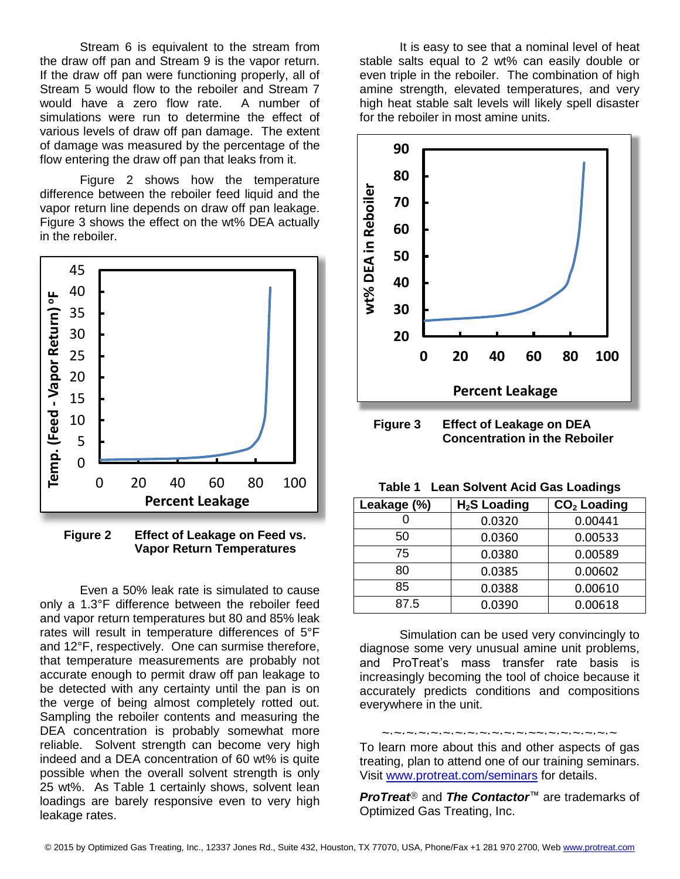Stream 6 is equivalent to the stream from the draw off pan and Stream 9 is the vapor return. If the draw off pan were functioning properly, all of Stream 5 would flow to the reboiler and Stream 7 would have a zero flow rate. A number of simulations were run to determine the effect of various levels of draw off pan damage. The extent of damage was measured by the percentage of the flow entering the draw off pan that leaks from it.

Figure 2 shows how the temperature difference between the reboiler feed liquid and the vapor return line depends on draw off pan leakage. Figure 3 shows the effect on the wt% DEA actually in the reboiler.

Temp. (Feed - Vapor Return) °F
45
40
35
30
25
20
15
10
5
0
0 20 40 60 80 100
Percent Leakage

**Figure 2 Effect of Leakage on Feed vs. Vapor Return Temperatures**

Even a 50% leak rate is simulated to cause only a 1.3°F difference between the reboiler feed and vapor return temperatures but 80 and 85% leak rates will result in temperature differences of 5°F and 12°F, respectively. One can surmise therefore, that temperature measurements are probably not accurate enough to permit draw off pan leakage to be detected with any certainty until the pan is on the verge of being almost completely rotted out. Sampling the reboiler contents and measuring the DEA concentration is probably somewhat more reliable. Solvent strength can become very high indeed and a DEA concentration of 60 wt% is quite possible when the overall solvent strength is only 25 wt%. As Table 1 certainly shows, solvent lean loadings are barely responsive even to very high leakage rates.

It is easy to see that a nominal level of heat stable salts equal to 2 wt% can easily double or even triple in the reboiler. The combination of high amine strength, elevated temperatures, and very high heat stable salt levels will likely spell disaster for the reboiler in most amine units.

wt% DEA in Reboiler
90
80
70
60
50
40
30
20
0 20 40 60 80 100
Percent Leakage

**Figure 3 Effect of Leakage on DEA Concentration in the Reboiler**

**Table 1 Lean Solvent Acid Gas Loadings**

| Leakage (%) | $H_2S$ Loading | $CO_2$ Loading |
|---|---|---|
| 0 | 0.0320 | 0.00441 |
| 50 | 0.0360 | 0.00533 |
| 75 | 0.0380 | 0.00589 |
| 80 | 0.0385 | 0.00602 |
| 85 | 0.0388 | 0.00610 |
| 87.5 | 0.0390 | 0.00618 |

Simulation can be used very convincingly to diagnose some very unusual amine unit problems, and ProTreat's mass transfer rate basis is increasingly becoming the tool of choice because it accurately predicts conditions and compositions everywhere in the unit.

~.~.~.~.~.~.~.~.~.~.~.~.~~.~.~.~.~.~.~

To learn more about this and other aspects of gas treating, plan to attend one of our training seminars. Visit www.protreat.com/seminars for details.

***ProTreat***® and ***The Contactor***™ are trademarks of Optimized Gas Treating, Inc.

© 2015 by Optimized Gas Treating, Inc., 12337 Jones Rd., Suite 432, Houston, TX 77070, USA, Phone/Fax +1 281 970 2700, Web www.protreat.com